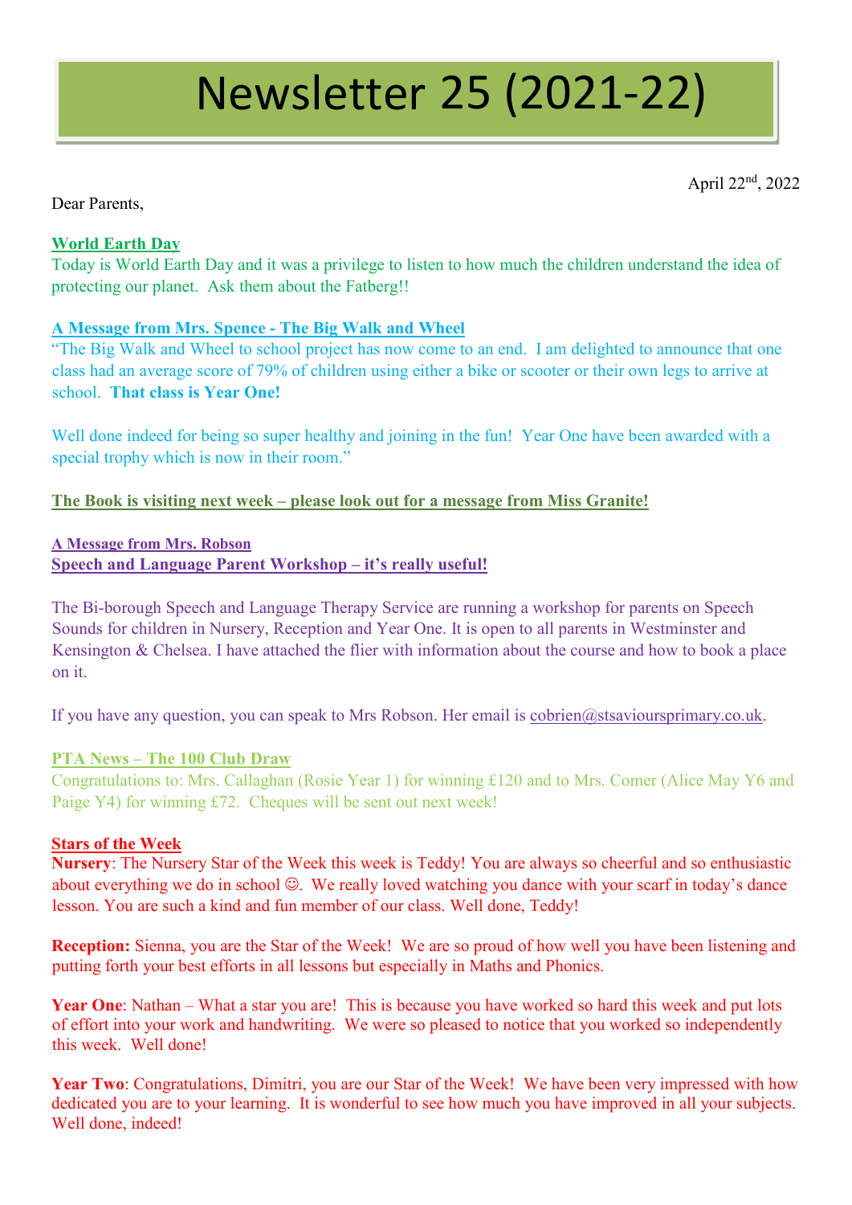# Newsletter 25 (2021-22)

April 22nd, 2022

Dear Parents,

**World Earth Day**

Today is World Earth Day and it was a privilege to listen to how much the children understand the idea of protecting our planet. Ask them about the Fatberg!!

**A Message from Mrs. Spence - The Big Walk and Wheel**

"The Big Walk and Wheel to school project has now come to an end. I am delighted to announce that one class had an average score of 79% of children using either a bike or scooter or their own legs to arrive at school. **That class is Year One!**

Well done indeed for being so super healthy and joining in the fun! Year One have been awarded with a special trophy which is now in their room."

**The Book is visiting next week – please look out for a message from Miss Granite!**

**A Message from Mrs. Robson**

**Speech and Language Parent Workshop – it's really useful!**

The Bi-borough Speech and Language Therapy Service are running a workshop for parents on Speech Sounds for children in Nursery, Reception and Year One. It is open to all parents in Westminster and Kensington & Chelsea. I have attached the flier with information about the course and how to book a place on it.

If you have any question, you can speak to Mrs Robson. Her email is cobrien@stsavioursprimary.co.uk.

**PTA News – The 100 Club Draw**

Congratulations to: Mrs. Callaghan (Rosie Year 1) for winning £120 and to Mrs. Comer (Alice May Y6 and Paige Y4) for winning £72. Cheques will be sent out next week!

**Stars of the Week**

**Nursery**: The Nursery Star of the Week this week is Teddy! You are always so cheerful and so enthusiastic about everything we do in school ☺. We really loved watching you dance with your scarf in today's dance lesson. You are such a kind and fun member of our class. Well done, Teddy!

**Reception:** Sienna, you are the Star of the Week! We are so proud of how well you have been listening and putting forth your best efforts in all lessons but especially in Maths and Phonics.

**Year One**: Nathan – What a star you are! This is because you have worked so hard this week and put lots of effort into your work and handwriting. We were so pleased to notice that you worked so independently this week. Well done!

**Year Two**: Congratulations, Dimitri, you are our Star of the Week! We have been very impressed with how dedicated you are to your learning. It is wonderful to see how much you have improved in all your subjects. Well done, indeed!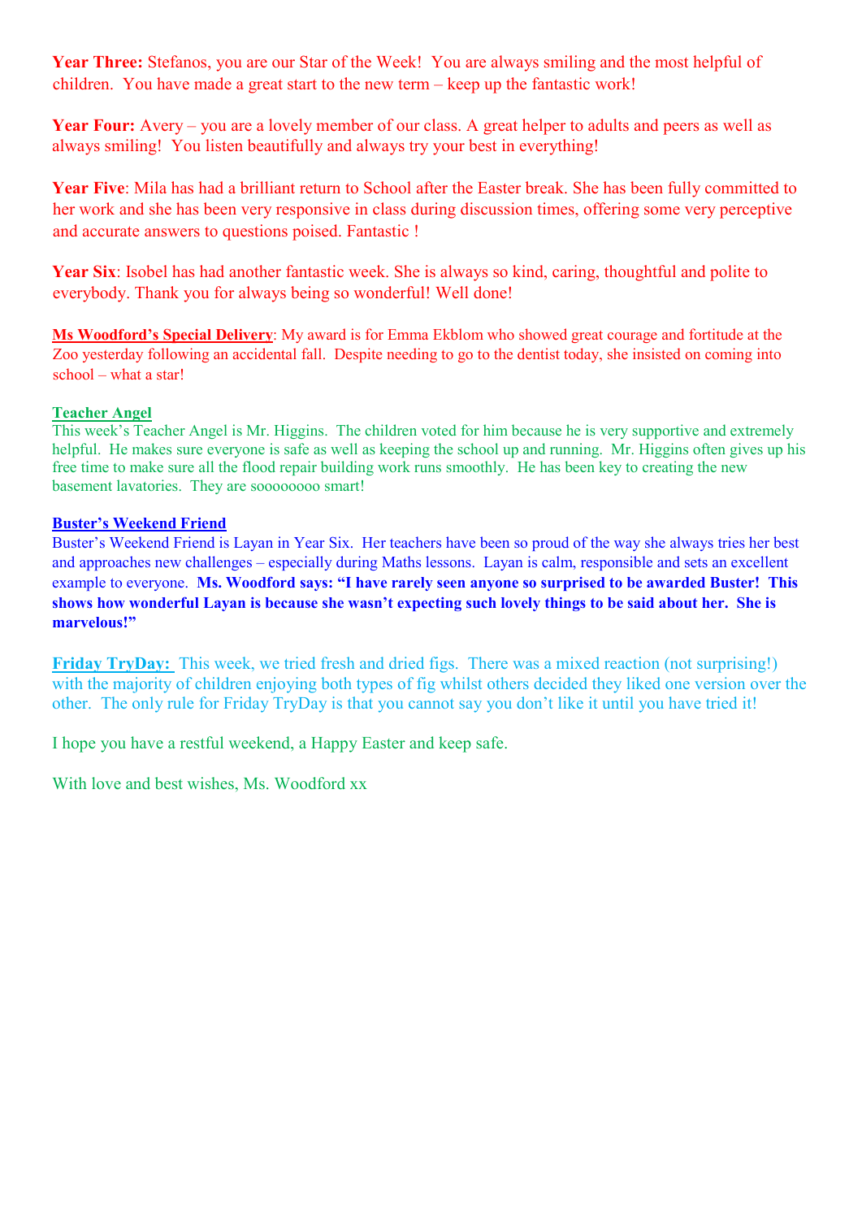**Year Three:** Stefanos, you are our Star of the Week! You are always smiling and the most helpful of children. You have made a great start to the new term – keep up the fantastic work!

**Year Four:** Avery – you are a lovely member of our class. A great helper to adults and peers as well as always smiling! You listen beautifully and always try your best in everything!

**Year Five**: Mila has had a brilliant return to School after the Easter break. She has been fully committed to her work and she has been very responsive in class during discussion times, offering some very perceptive and accurate answers to questions poised. Fantastic !

**Year Six**: Isobel has had another fantastic week. She is always so kind, caring, thoughtful and polite to everybody. Thank you for always being so wonderful! Well done!

**Ms Woodford's Special Delivery**: My award is for Emma Ekblom who showed great courage and fortitude at the Zoo yesterday following an accidental fall. Despite needing to go to the dentist today, she insisted on coming into school – what a star!

**Teacher Angel**

This week's Teacher Angel is Mr. Higgins. The children voted for him because he is very supportive and extremely helpful. He makes sure everyone is safe as well as keeping the school up and running. Mr. Higgins often gives up his free time to make sure all the flood repair building work runs smoothly. He has been key to creating the new basement lavatories. They are soooooooo smart!

**Buster's Weekend Friend**

Buster's Weekend Friend is Layan in Year Six. Her teachers have been so proud of the way she always tries her best and approaches new challenges – especially during Maths lessons. Layan is calm, responsible and sets an excellent example to everyone. **Ms. Woodford says: "I have rarely seen anyone so surprised to be awarded Buster! This shows how wonderful Layan is because she wasn't expecting such lovely things to be said about her. She is marvelous!"**

**Friday TryDay:** This week, we tried fresh and dried figs. There was a mixed reaction (not surprising!) with the majority of children enjoying both types of fig whilst others decided they liked one version over the other. The only rule for Friday TryDay is that you cannot say you don't like it until you have tried it!

I hope you have a restful weekend, a Happy Easter and keep safe.

With love and best wishes, Ms. Woodford xx